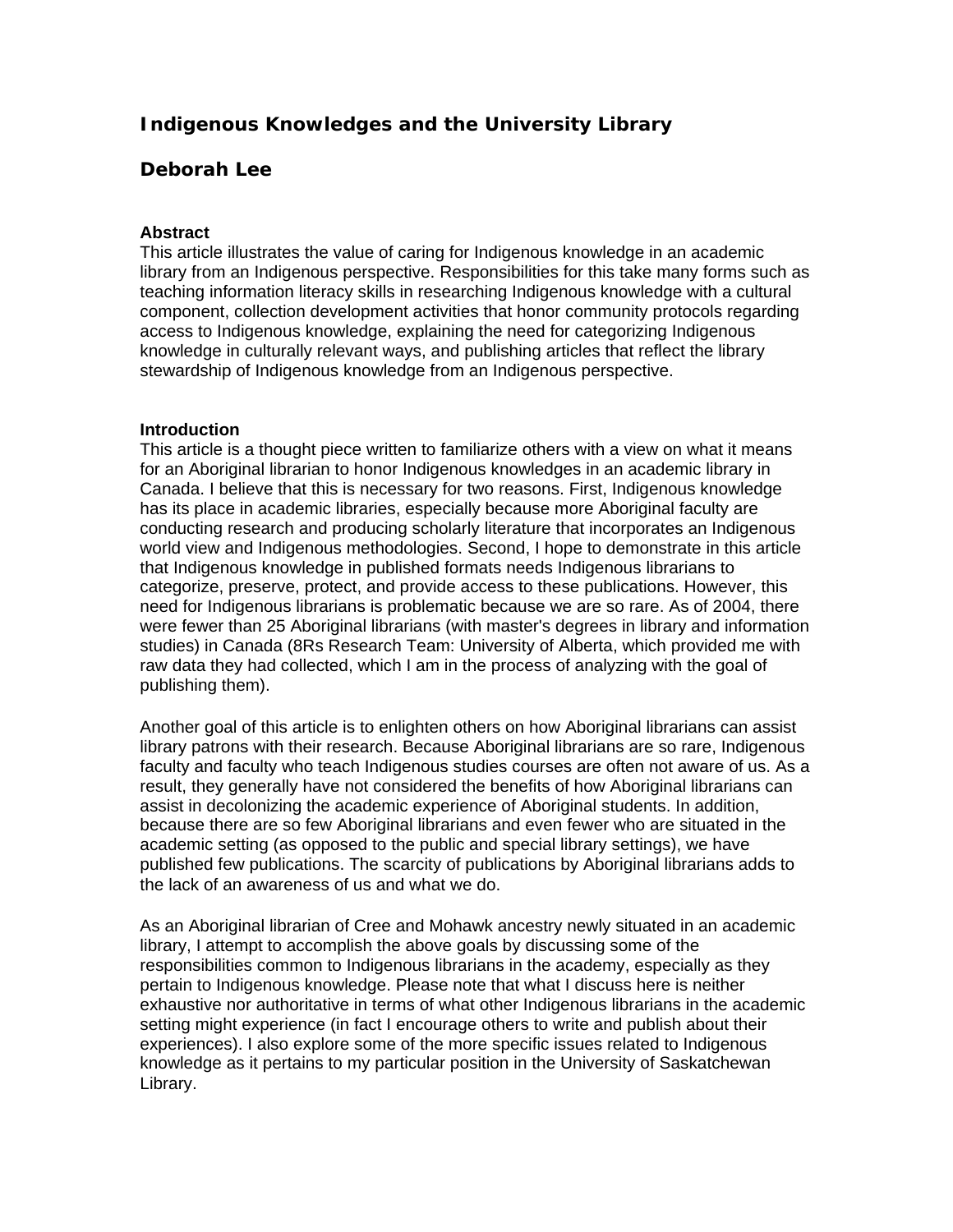# Indigenous Knowledges and the University Library

## Deborah Lee

### Abstract

This article illustrates the value of caring for Indigenous knowledge in an academic library from an Indigenous perspective. Responsibilities for this take many forms such as teaching information literacy skills in researching Indigenous knowledge with a cultural component, collection development activities that honor community protocols regarding access to Indigenous knowledge, explaining the need for categorizing Indigenous knowledge in culturally relevant ways, and publishing articles that reflect the library stewardship of Indigenous knowledge from an Indigenous perspective.

### Introduction

This article is a thought piece written to familiarize others with a view on what it means for an Aboriginal librarian to honor Indigenous knowledges in an academic library in Canada. I believe that this is necessary for two reasons. First, Indigenous knowledge has its place in academic libraries, especially because more Aboriginal faculty are conducting research and producing scholarly literature that incorporates an Indigenous world view and Indigenous methodologies. Second, I hope to demonstrate in this article that Indigenous knowledge in published formats needs Indigenous librarians to categorize, preserve, protect, and provide access to these publications. However, this need for Indigenous librarians is problematic because we are so rare. As of 2004, there were fewer than 25 Aboriginal librarians (with master's degrees in library and information studies) in Canada (8Rs Research Team: University of Alberta, which provided me with raw data they had collected, which I am in the process of analyzing with the goal of publishing them).

Another goal of this article is to enlighten others on how Aboriginal librarians can assist library patrons with their research. Because Aboriginal librarians are so rare, Indigenous faculty and faculty who teach Indigenous studies courses are often not aware of us. As a result, they generally have not considered the benefits of how Aboriginal librarians can assist in decolonizing the academic experience of Aboriginal students. In addition, because there are so few Aboriginal librarians and even fewer who are situated in the academic setting (as opposed to the public and special library settings), we have published few publications. The scarcity of publications by Aboriginal librarians adds to the lack of an awareness of us and what we do.

As an Aboriginal librarian of Cree and Mohawk ancestry newly situated in an academic library, I attempt to accomplish the above goals by discussing some of the responsibilities common to Indigenous librarians in the academy, especially as they pertain to Indigenous knowledge. Please note that what I discuss here is neither exhaustive nor authoritative in terms of what other Indigenous librarians in the academic setting might experience (in fact I encourage others to write and publish about their experiences). I also explore some of the more specific issues related to Indigenous knowledge as it pertains to my particular position in the University of Saskatchewan Library.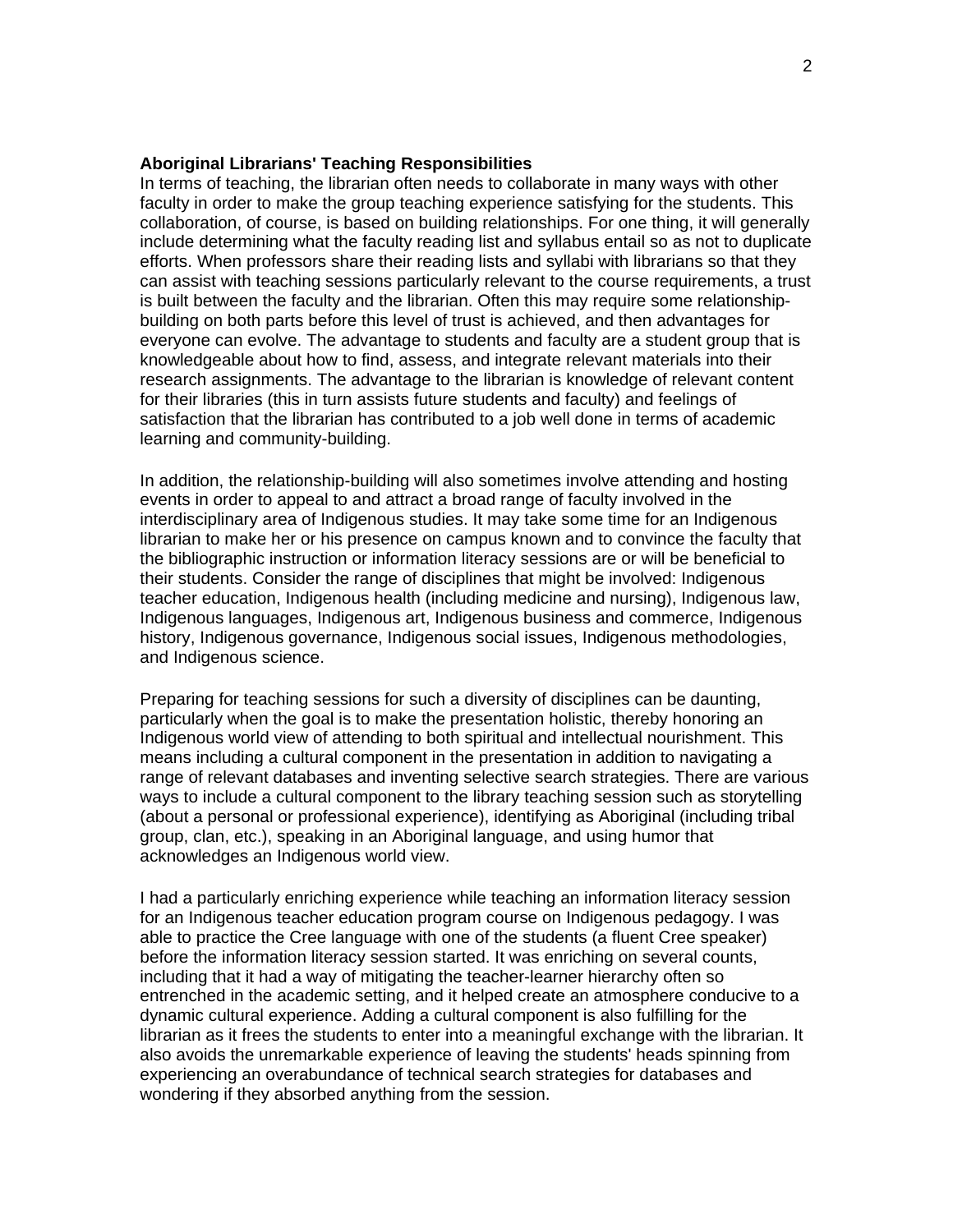**Aboriginal Librarians' Teaching Responsibilities**

In terms of teaching, the librarian often needs to collaborate in many ways with other faculty in order to make the group teaching experience satisfying for the students. This collaboration, of course, is based on building relationships. For one thing, it will generally include determining what the faculty reading list and syllabus entail so as not to duplicate efforts. When professors share their reading lists and syllabi with librarians so that they can assist with teaching sessions particularly relevant to the course requirements, a trust is built between the faculty and the librarian. Often this may require some relationship-building on both parts before this level of trust is achieved, and then advantages for everyone can evolve. The advantage to students and faculty are a student group that is knowledgeable about how to find, assess, and integrate relevant materials into their research assignments. The advantage to the librarian is knowledge of relevant content for their libraries (this in turn assists future students and faculty) and feelings of satisfaction that the librarian has contributed to a job well done in terms of academic learning and community-building.

In addition, the relationship-building will also sometimes involve attending and hosting events in order to appeal to and attract a broad range of faculty involved in the interdisciplinary area of Indigenous studies. It may take some time for an Indigenous librarian to make her or his presence on campus known and to convince the faculty that the bibliographic instruction or information literacy sessions are or will be beneficial to their students. Consider the range of disciplines that might be involved: Indigenous teacher education, Indigenous health (including medicine and nursing), Indigenous law, Indigenous languages, Indigenous art, Indigenous business and commerce, Indigenous history, Indigenous governance, Indigenous social issues, Indigenous methodologies, and Indigenous science.

Preparing for teaching sessions for such a diversity of disciplines can be daunting, particularly when the goal is to make the presentation holistic, thereby honoring an Indigenous world view of attending to both spiritual and intellectual nourishment. This means including a cultural component in the presentation in addition to navigating a range of relevant databases and inventing selective search strategies. There are various ways to include a cultural component to the library teaching session such as storytelling (about a personal or professional experience), identifying as Aboriginal (including tribal group, clan, etc.), speaking in an Aboriginal language, and using humor that acknowledges an Indigenous world view.

I had a particularly enriching experience while teaching an information literacy session for an Indigenous teacher education program course on Indigenous pedagogy. I was able to practice the Cree language with one of the students (a fluent Cree speaker) before the information literacy session started. It was enriching on several counts, including that it had a way of mitigating the teacher-learner hierarchy often so entrenched in the academic setting, and it helped create an atmosphere conducive to a dynamic cultural experience. Adding a cultural component is also fulfilling for the librarian as it frees the students to enter into a meaningful exchange with the librarian. It also avoids the unremarkable experience of leaving the students' heads spinning from experiencing an overabundance of technical search strategies for databases and wondering if they absorbed anything from the session.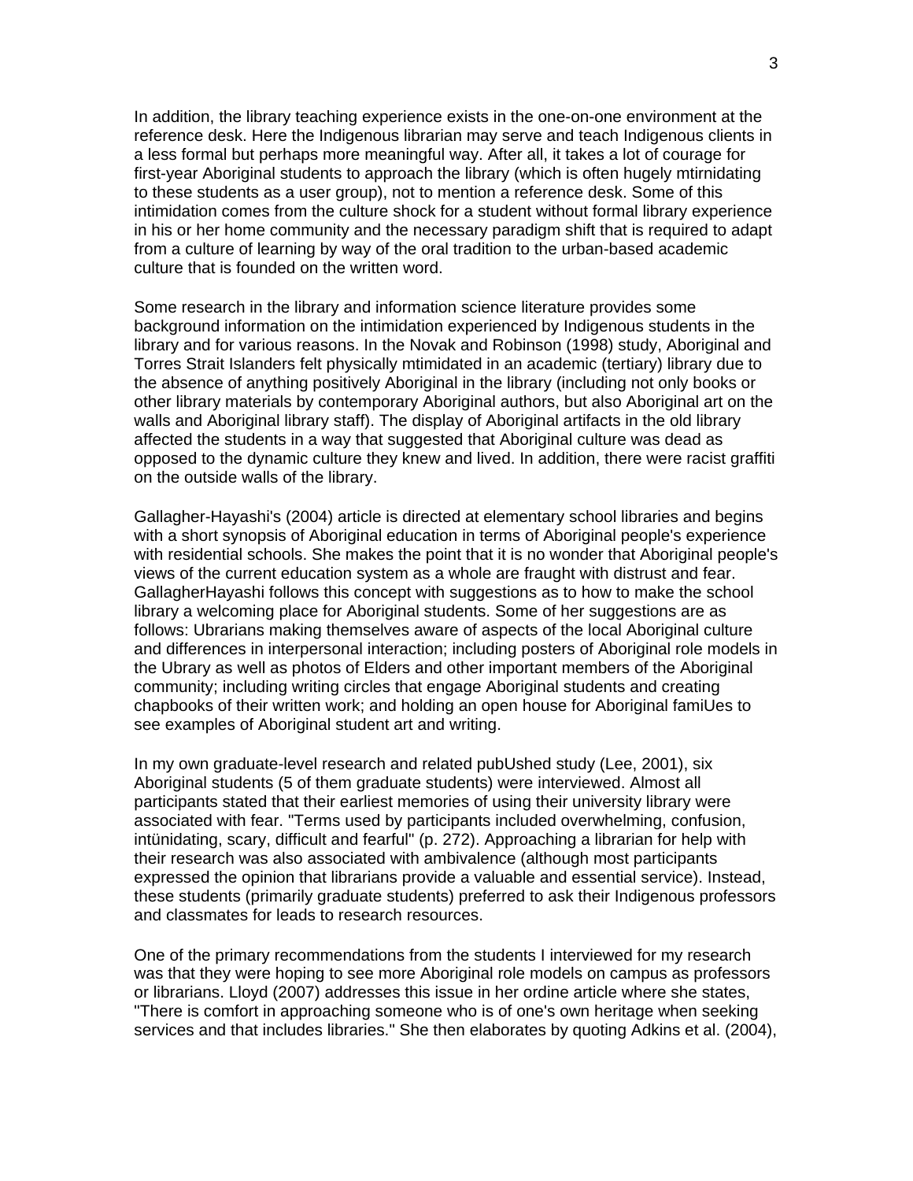In addition, the library teaching experience exists in the one-on-one environment at the reference desk. Here the Indigenous librarian may serve and teach Indigenous clients in a less formal but perhaps more meaningful way. After all, it takes a lot of courage for first-year Aboriginal students to approach the library (which is often hugely mtirnidating to these students as a user group), not to mention a reference desk. Some of this intimidation comes from the culture shock for a student without formal library experience in his or her home community and the necessary paradigm shift that is required to adapt from a culture of learning by way of the oral tradition to the urban-based academic culture that is founded on the written word.

Some research in the library and information science literature provides some background information on the intimidation experienced by Indigenous students in the library and for various reasons. In the Novak and Robinson (1998) study, Aboriginal and Torres Strait Islanders felt physically mtimidated in an academic (tertiary) library due to the absence of anything positively Aboriginal in the library (including not only books or other library materials by contemporary Aboriginal authors, but also Aboriginal art on the walls and Aboriginal library staff). The display of Aboriginal artifacts in the old library affected the students in a way that suggested that Aboriginal culture was dead as opposed to the dynamic culture they knew and lived. In addition, there were racist graffiti on the outside walls of the library.

Gallagher-Hayashi's (2004) article is directed at elementary school libraries and begins with a short synopsis of Aboriginal education in terms of Aboriginal people's experience with residential schools. She makes the point that it is no wonder that Aboriginal people's views of the current education system as a whole are fraught with distrust and fear. GallagherHayashi follows this concept with suggestions as to how to make the school library a welcoming place for Aboriginal students. Some of her suggestions are as follows: Ubrarians making themselves aware of aspects of the local Aboriginal culture and differences in interpersonal interaction; including posters of Aboriginal role models in the Ubrary as well as photos of Elders and other important members of the Aboriginal community; including writing circles that engage Aboriginal students and creating chapbooks of their written work; and holding an open house for Aboriginal famiUes to see examples of Aboriginal student art and writing.

In my own graduate-level research and related pubUshed study (Lee, 2001), six Aboriginal students (5 of them graduate students) were interviewed. Almost all participants stated that their earliest memories of using their university library were associated with fear. "Terms used by participants included overwhelming, confusion, intünidating, scary, difficult and fearful" (p. 272). Approaching a librarian for help with their research was also associated with ambivalence (although most participants expressed the opinion that librarians provide a valuable and essential service). Instead, these students (primarily graduate students) preferred to ask their Indigenous professors and classmates for leads to research resources.

One of the primary recommendations from the students I interviewed for my research was that they were hoping to see more Aboriginal role models on campus as professors or librarians. Lloyd (2007) addresses this issue in her ordine article where she states, "There is comfort in approaching someone who is of one's own heritage when seeking services and that includes libraries." She then elaborates by quoting Adkins et al. (2004),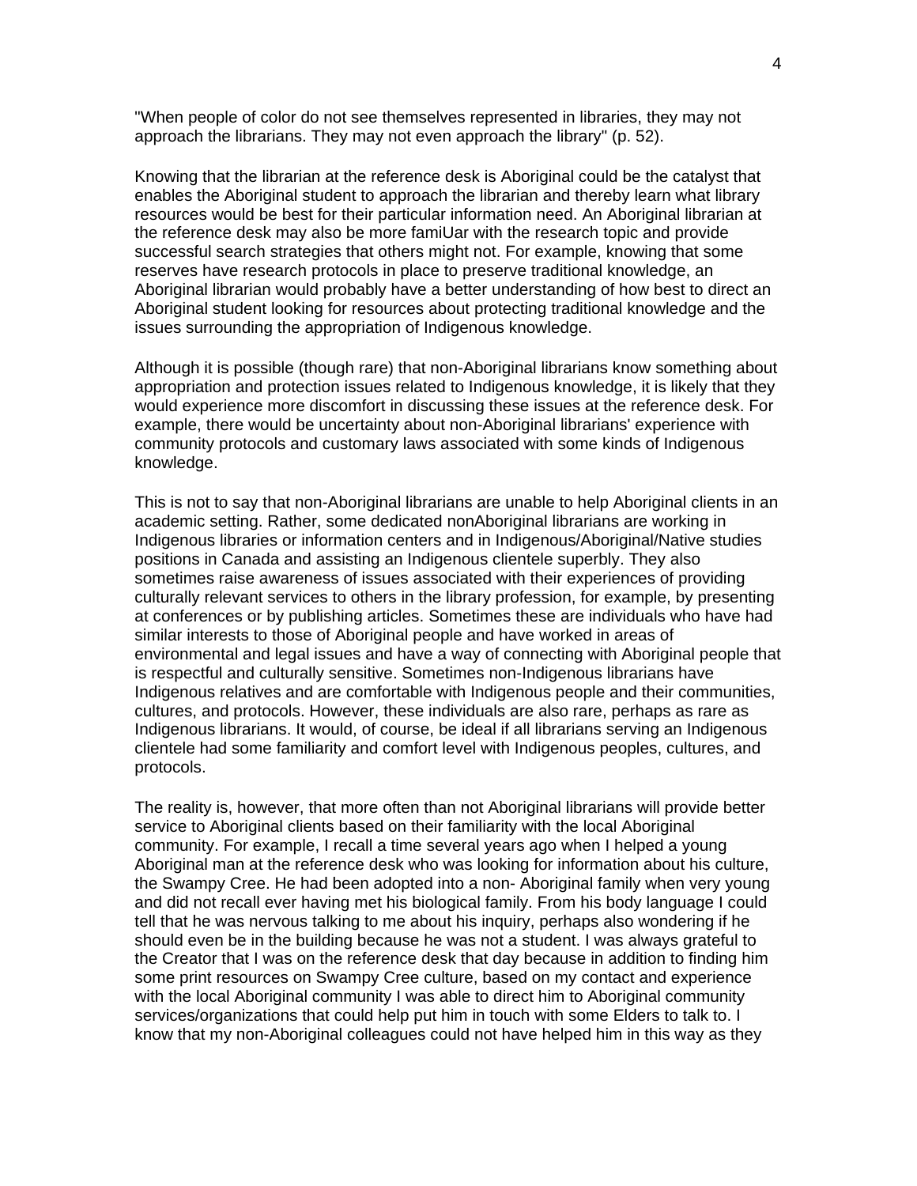"When people of color do not see themselves represented in libraries, they may not approach the librarians. They may not even approach the library" (p. 52).

Knowing that the librarian at the reference desk is Aboriginal could be the catalyst that enables the Aboriginal student to approach the librarian and thereby learn what library resources would be best for their particular information need. An Aboriginal librarian at the reference desk may also be more famiUar with the research topic and provide successful search strategies that others might not. For example, knowing that some reserves have research protocols in place to preserve traditional knowledge, an Aboriginal librarian would probably have a better understanding of how best to direct an Aboriginal student looking for resources about protecting traditional knowledge and the issues surrounding the appropriation of Indigenous knowledge.

Although it is possible (though rare) that non-Aboriginal librarians know something about appropriation and protection issues related to Indigenous knowledge, it is likely that they would experience more discomfort in discussing these issues at the reference desk. For example, there would be uncertainty about non-Aboriginal librarians' experience with community protocols and customary laws associated with some kinds of Indigenous knowledge.

This is not to say that non-Aboriginal librarians are unable to help Aboriginal clients in an academic setting. Rather, some dedicated nonAboriginal librarians are working in Indigenous libraries or information centers and in Indigenous/Aboriginal/Native studies positions in Canada and assisting an Indigenous clientele superbly. They also sometimes raise awareness of issues associated with their experiences of providing culturally relevant services to others in the library profession, for example, by presenting at conferences or by publishing articles. Sometimes these are individuals who have had similar interests to those of Aboriginal people and have worked in areas of environmental and legal issues and have a way of connecting with Aboriginal people that is respectful and culturally sensitive. Sometimes non-Indigenous librarians have Indigenous relatives and are comfortable with Indigenous people and their communities, cultures, and protocols. However, these individuals are also rare, perhaps as rare as Indigenous librarians. It would, of course, be ideal if all librarians serving an Indigenous clientele had some familiarity and comfort level with Indigenous peoples, cultures, and protocols.

The reality is, however, that more often than not Aboriginal librarians will provide better service to Aboriginal clients based on their familiarity with the local Aboriginal community. For example, I recall a time several years ago when I helped a young Aboriginal man at the reference desk who was looking for information about his culture, the Swampy Cree. He had been adopted into a non- Aboriginal family when very young and did not recall ever having met his biological family. From his body language I could tell that he was nervous talking to me about his inquiry, perhaps also wondering if he should even be in the building because he was not a student. I was always grateful to the Creator that I was on the reference desk that day because in addition to finding him some print resources on Swampy Cree culture, based on my contact and experience with the local Aboriginal community I was able to direct him to Aboriginal community services/organizations that could help put him in touch with some Elders to talk to. I know that my non-Aboriginal colleagues could not have helped him in this way as they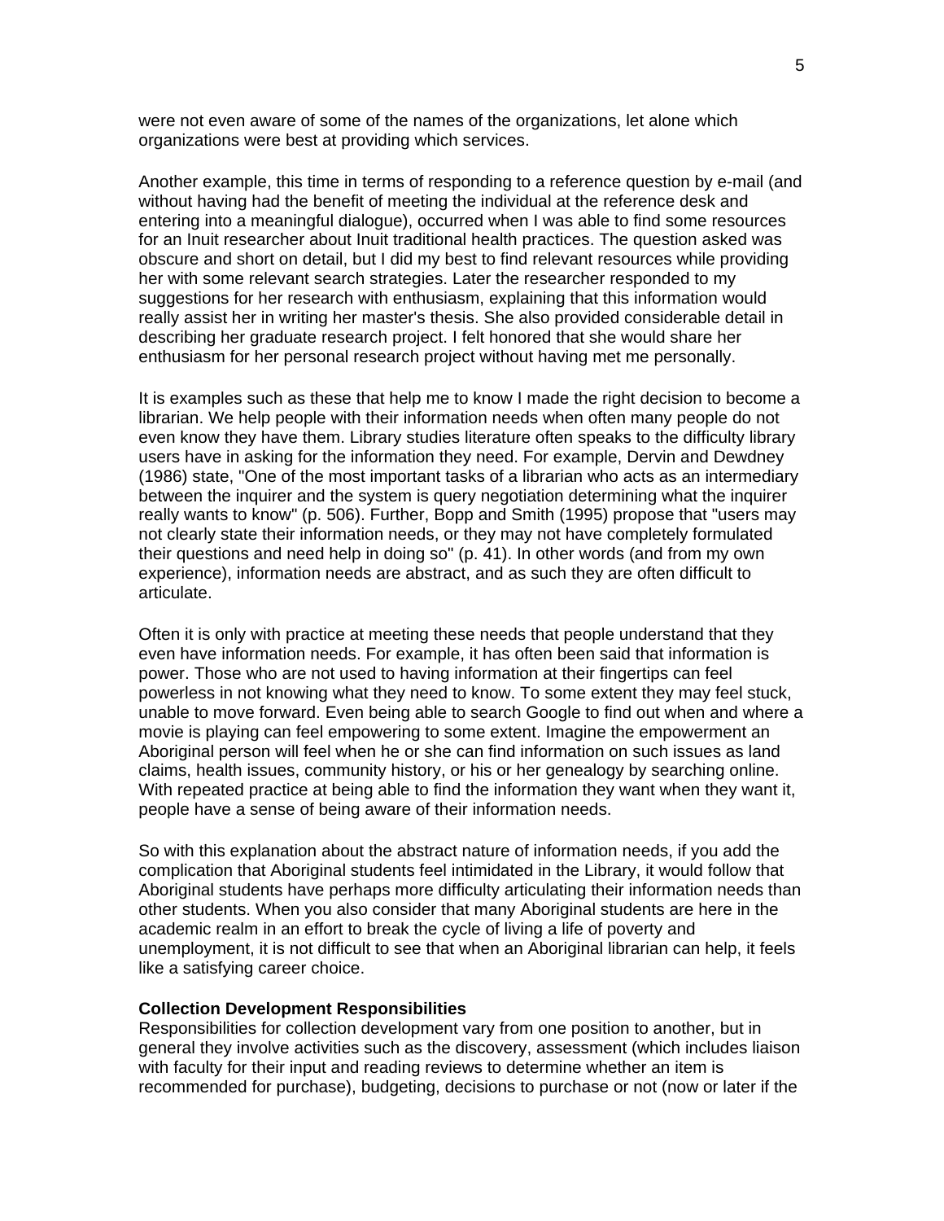were not even aware of some of the names of the organizations, let alone which organizations were best at providing which services.

Another example, this time in terms of responding to a reference question by e-mail (and without having had the benefit of meeting the individual at the reference desk and entering into a meaningful dialogue), occurred when I was able to find some resources for an Inuit researcher about Inuit traditional health practices. The question asked was obscure and short on detail, but I did my best to find relevant resources while providing her with some relevant search strategies. Later the researcher responded to my suggestions for her research with enthusiasm, explaining that this information would really assist her in writing her master's thesis. She also provided considerable detail in describing her graduate research project. I felt honored that she would share her enthusiasm for her personal research project without having met me personally.

It is examples such as these that help me to know I made the right decision to become a librarian. We help people with their information needs when often many people do not even know they have them. Library studies literature often speaks to the difficulty library users have in asking for the information they need. For example, Dervin and Dewdney (1986) state, "One of the most important tasks of a librarian who acts as an intermediary between the inquirer and the system is query negotiation determining what the inquirer really wants to know" (p. 506). Further, Bopp and Smith (1995) propose that "users may not clearly state their information needs, or they may not have completely formulated their questions and need help in doing so" (p. 41). In other words (and from my own experience), information needs are abstract, and as such they are often difficult to articulate.

Often it is only with practice at meeting these needs that people understand that they even have information needs. For example, it has often been said that information is power. Those who are not used to having information at their fingertips can feel powerless in not knowing what they need to know. To some extent they may feel stuck, unable to move forward. Even being able to search Google to find out when and where a movie is playing can feel empowering to some extent. Imagine the empowerment an Aboriginal person will feel when he or she can find information on such issues as land claims, health issues, community history, or his or her genealogy by searching online. With repeated practice at being able to find the information they want when they want it, people have a sense of being aware of their information needs.

So with this explanation about the abstract nature of information needs, if you add the complication that Aboriginal students feel intimidated in the Library, it would follow that Aboriginal students have perhaps more difficulty articulating their information needs than other students. When you also consider that many Aboriginal students are here in the academic realm in an effort to break the cycle of living a life of poverty and unemployment, it is not difficult to see that when an Aboriginal librarian can help, it feels like a satisfying career choice.

**Collection Development Responsibilities**

Responsibilities for collection development vary from one position to another, but in general they involve activities such as the discovery, assessment (which includes liaison with faculty for their input and reading reviews to determine whether an item is recommended for purchase), budgeting, decisions to purchase or not (now or later if the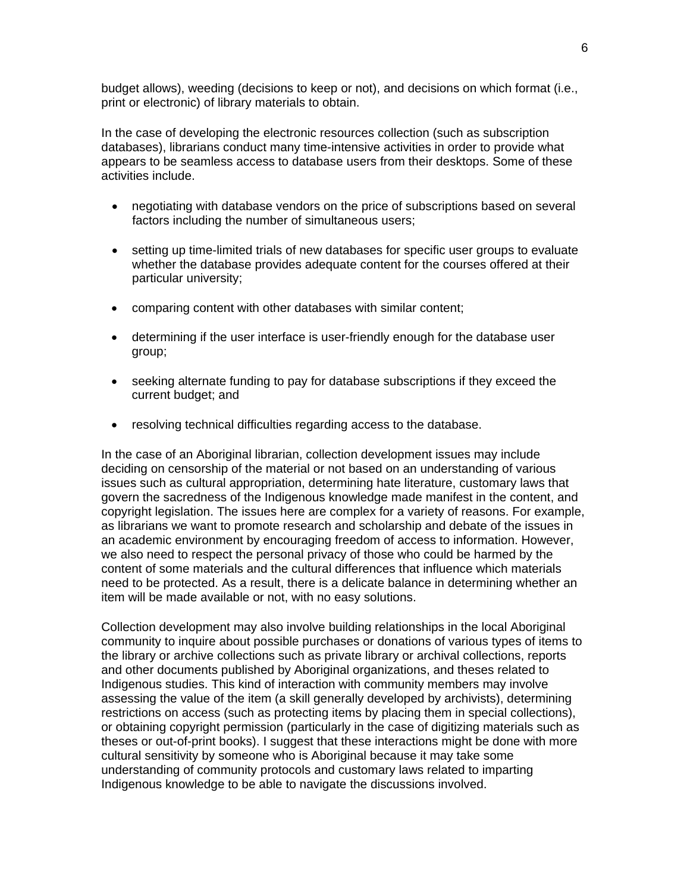budget allows), weeding (decisions to keep or not), and decisions on which format (i.e., print or electronic) of library materials to obtain.

In the case of developing the electronic resources collection (such as subscription databases), librarians conduct many time-intensive activities in order to provide what appears to be seamless access to database users from their desktops. Some of these activities include.

- negotiating with database vendors on the price of subscriptions based on several factors including the number of simultaneous users;
- setting up time-limited trials of new databases for specific user groups to evaluate whether the database provides adequate content for the courses offered at their particular university;
- comparing content with other databases with similar content;
- determining if the user interface is user-friendly enough for the database user group;
- seeking alternate funding to pay for database subscriptions if they exceed the current budget; and
- resolving technical difficulties regarding access to the database.

In the case of an Aboriginal librarian, collection development issues may include deciding on censorship of the material or not based on an understanding of various issues such as cultural appropriation, determining hate literature, customary laws that govern the sacredness of the Indigenous knowledge made manifest in the content, and copyright legislation. The issues here are complex for a variety of reasons. For example, as librarians we want to promote research and scholarship and debate of the issues in an academic environment by encouraging freedom of access to information. However, we also need to respect the personal privacy of those who could be harmed by the content of some materials and the cultural differences that influence which materials need to be protected. As a result, there is a delicate balance in determining whether an item will be made available or not, with no easy solutions.

Collection development may also involve building relationships in the local Aboriginal community to inquire about possible purchases or donations of various types of items to the library or archive collections such as private library or archival collections, reports and other documents published by Aboriginal organizations, and theses related to Indigenous studies. This kind of interaction with community members may involve assessing the value of the item (a skill generally developed by archivists), determining restrictions on access (such as protecting items by placing them in special collections), or obtaining copyright permission (particularly in the case of digitizing materials such as theses or out-of-print books). I suggest that these interactions might be done with more cultural sensitivity by someone who is Aboriginal because it may take some understanding of community protocols and customary laws related to imparting Indigenous knowledge to be able to navigate the discussions involved.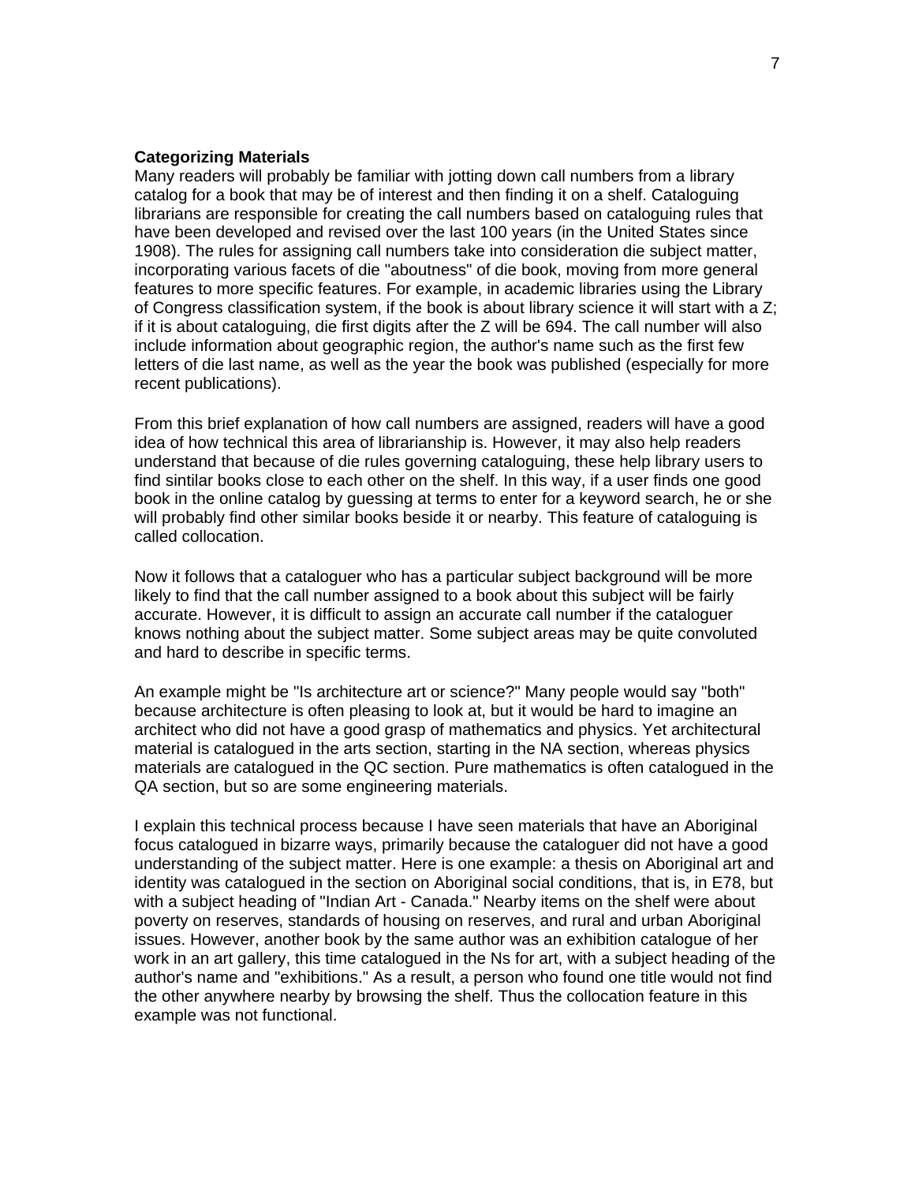**Categorizing Materials**

Many readers will probably be familiar with jotting down call numbers from a library catalog for a book that may be of interest and then finding it on a shelf. Cataloguing librarians are responsible for creating the call numbers based on cataloguing rules that have been developed and revised over the last 100 years (in the United States since 1908). The rules for assigning call numbers take into consideration die subject matter, incorporating various facets of die "aboutness" of die book, moving from more general features to more specific features. For example, in academic libraries using the Library of Congress classification system, if the book is about library science it will start with a Z; if it is about cataloguing, die first digits after the Z will be 694. The call number will also include information about geographic region, the author's name such as the first few letters of die last name, as well as the year the book was published (especially for more recent publications).

From this brief explanation of how call numbers are assigned, readers will have a good idea of how technical this area of librarianship is. However, it may also help readers understand that because of die rules governing cataloguing, these help library users to find sintilar books close to each other on the shelf. In this way, if a user finds one good book in the online catalog by guessing at terms to enter for a keyword search, he or she will probably find other similar books beside it or nearby. This feature of cataloguing is called collocation.

Now it follows that a cataloguer who has a particular subject background will be more likely to find that the call number assigned to a book about this subject will be fairly accurate. However, it is difficult to assign an accurate call number if the cataloguer knows nothing about the subject matter. Some subject areas may be quite convoluted and hard to describe in specific terms.

An example might be "Is architecture art or science?" Many people would say "both" because architecture is often pleasing to look at, but it would be hard to imagine an architect who did not have a good grasp of mathematics and physics. Yet architectural material is catalogued in the arts section, starting in the NA section, whereas physics materials are catalogued in the QC section. Pure mathematics is often catalogued in the QA section, but so are some engineering materials.

I explain this technical process because I have seen materials that have an Aboriginal focus catalogued in bizarre ways, primarily because the cataloguer did not have a good understanding of the subject matter. Here is one example: a thesis on Aboriginal art and identity was catalogued in the section on Aboriginal social conditions, that is, in E78, but with a subject heading of "Indian Art - Canada." Nearby items on the shelf were about poverty on reserves, standards of housing on reserves, and rural and urban Aboriginal issues. However, another book by the same author was an exhibition catalogue of her work in an art gallery, this time catalogued in the Ns for art, with a subject heading of the author's name and "exhibitions." As a result, a person who found one title would not find the other anywhere nearby by browsing the shelf. Thus the collocation feature in this example was not functional.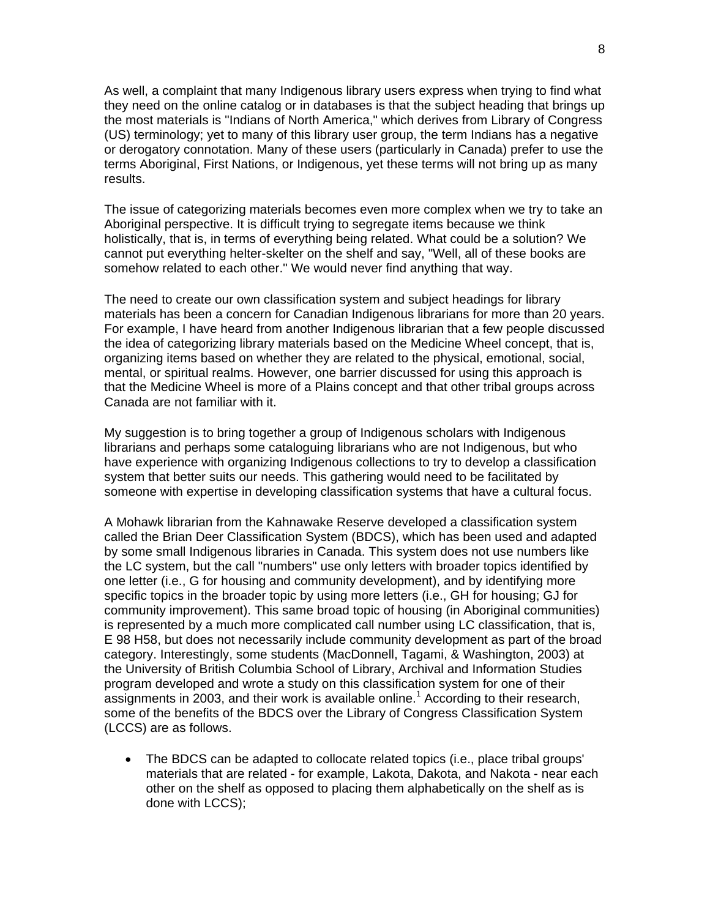As well, a complaint that many Indigenous library users express when trying to find what they need on the online catalog or in databases is that the subject heading that brings up the most materials is "Indians of North America," which derives from Library of Congress (US) terminology; yet to many of this library user group, the term Indians has a negative or derogatory connotation. Many of these users (particularly in Canada) prefer to use the terms Aboriginal, First Nations, or Indigenous, yet these terms will not bring up as many results.

The issue of categorizing materials becomes even more complex when we try to take an Aboriginal perspective. It is difficult trying to segregate items because we think holistically, that is, in terms of everything being related. What could be a solution? We cannot put everything helter-skelter on the shelf and say, "Well, all of these books are somehow related to each other." We would never find anything that way.

The need to create our own classification system and subject headings for library materials has been a concern for Canadian Indigenous librarians for more than 20 years. For example, I have heard from another Indigenous librarian that a few people discussed the idea of categorizing library materials based on the Medicine Wheel concept, that is, organizing items based on whether they are related to the physical, emotional, social, mental, or spiritual realms. However, one barrier discussed for using this approach is that the Medicine Wheel is more of a Plains concept and that other tribal groups across Canada are not familiar with it.

My suggestion is to bring together a group of Indigenous scholars with Indigenous librarians and perhaps some cataloguing librarians who are not Indigenous, but who have experience with organizing Indigenous collections to try to develop a classification system that better suits our needs. This gathering would need to be facilitated by someone with expertise in developing classification systems that have a cultural focus.

A Mohawk librarian from the Kahnawake Reserve developed a classification system called the Brian Deer Classification System (BDCS), which has been used and adapted by some small Indigenous libraries in Canada. This system does not use numbers like the LC system, but the call "numbers" use only letters with broader topics identified by one letter (i.e., G for housing and community development), and by identifying more specific topics in the broader topic by using more letters (i.e., GH for housing; GJ for community improvement). This same broad topic of housing (in Aboriginal communities) is represented by a much more complicated call number using LC classification, that is, E 98 H58, but does not necessarily include community development as part of the broad category. Interestingly, some students (MacDonnell, Tagami, & Washington, 2003) at the University of British Columbia School of Library, Archival and Information Studies program developed and wrote a study on this classification system for one of their assignments in 2003, and their work is available online.[1] According to their research, some of the benefits of the BDCS over the Library of Congress Classification System (LCCS) are as follows.

- The BDCS can be adapted to collocate related topics (i.e., place tribal groups' materials that are related - for example, Lakota, Dakota, and Nakota - near each other on the shelf as opposed to placing them alphabetically on the shelf as is done with LCCS);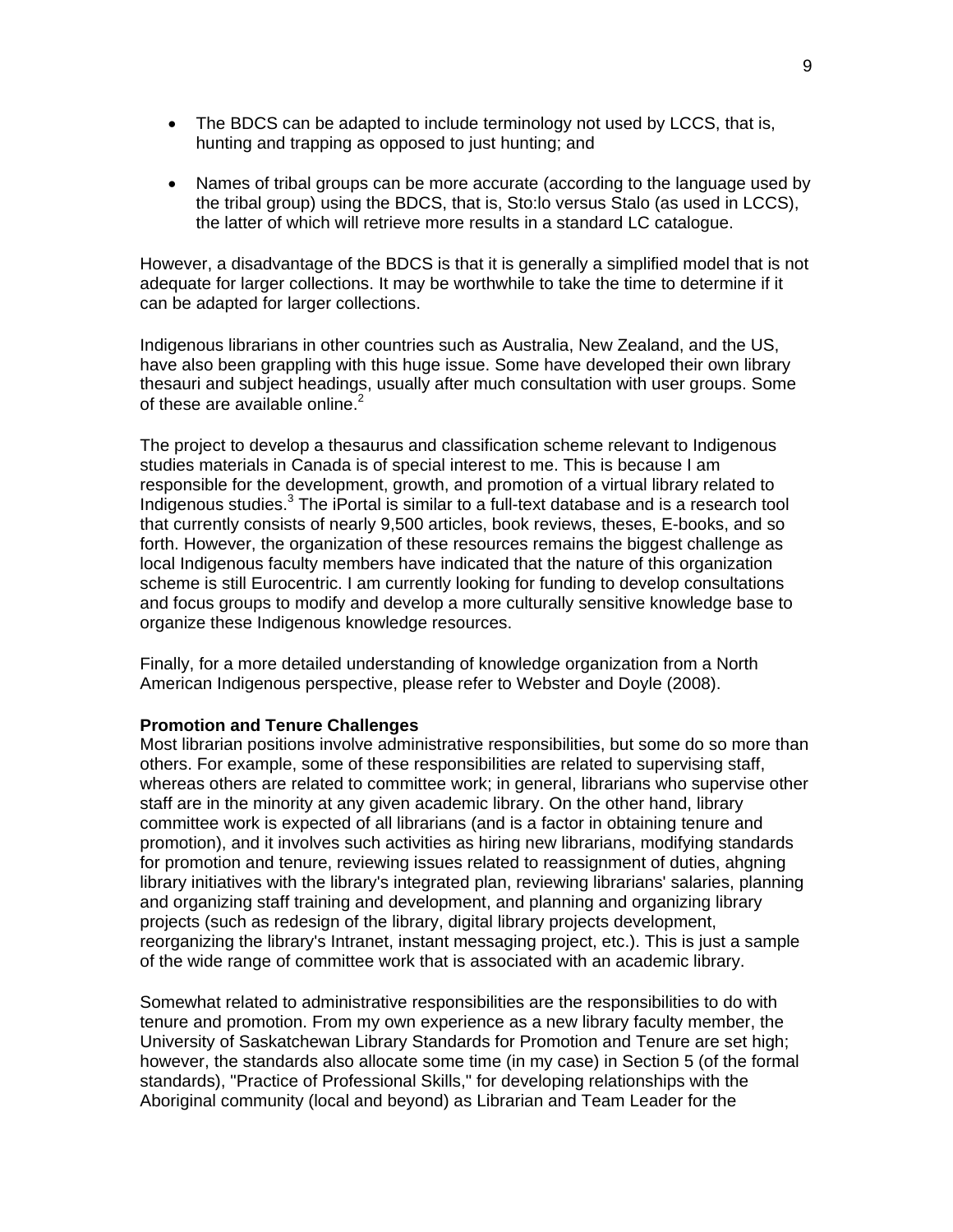- The BDCS can be adapted to include terminology not used by LCCS, that is, hunting and trapping as opposed to just hunting; and

- Names of tribal groups can be more accurate (according to the language used by the tribal group) using the BDCS, that is, Sto:lo versus Stalo (as used in LCCS), the latter of which will retrieve more results in a standard LC catalogue.

However, a disadvantage of the BDCS is that it is generally a simplified model that is not adequate for larger collections. It may be worthwhile to take the time to determine if it can be adapted for larger collections.

Indigenous librarians in other countries such as Australia, New Zealand, and the US, have also been grappling with this huge issue. Some have developed their own library thesauri and subject headings, usually after much consultation with user groups. Some of these are available online.[2]

The project to develop a thesaurus and classification scheme relevant to Indigenous studies materials in Canada is of special interest to me. This is because I am responsible for the development, growth, and promotion of a virtual library related to Indigenous studies.[3] The iPortal is similar to a full-text database and is a research tool that currently consists of nearly 9,500 articles, book reviews, theses, E-books, and so forth. However, the organization of these resources remains the biggest challenge as local Indigenous faculty members have indicated that the nature of this organization scheme is still Eurocentric. I am currently looking for funding to develop consultations and focus groups to modify and develop a more culturally sensitive knowledge base to organize these Indigenous knowledge resources.

Finally, for a more detailed understanding of knowledge organization from a North American Indigenous perspective, please refer to Webster and Doyle (2008).

**Promotion and Tenure Challenges**

Most librarian positions involve administrative responsibilities, but some do so more than others. For example, some of these responsibilities are related to supervising staff, whereas others are related to committee work; in general, librarians who supervise other staff are in the minority at any given academic library. On the other hand, library committee work is expected of all librarians (and is a factor in obtaining tenure and promotion), and it involves such activities as hiring new librarians, modifying standards for promotion and tenure, reviewing issues related to reassignment of duties, ahgning library initiatives with the library's integrated plan, reviewing librarians' salaries, planning and organizing staff training and development, and planning and organizing library projects (such as redesign of the library, digital library projects development, reorganizing the library's Intranet, instant messaging project, etc.). This is just a sample of the wide range of committee work that is associated with an academic library.

Somewhat related to administrative responsibilities are the responsibilities to do with tenure and promotion. From my own experience as a new library faculty member, the University of Saskatchewan Library Standards for Promotion and Tenure are set high; however, the standards also allocate some time (in my case) in Section 5 (of the formal standards), "Practice of Professional Skills," for developing relationships with the Aboriginal community (local and beyond) as Librarian and Team Leader for the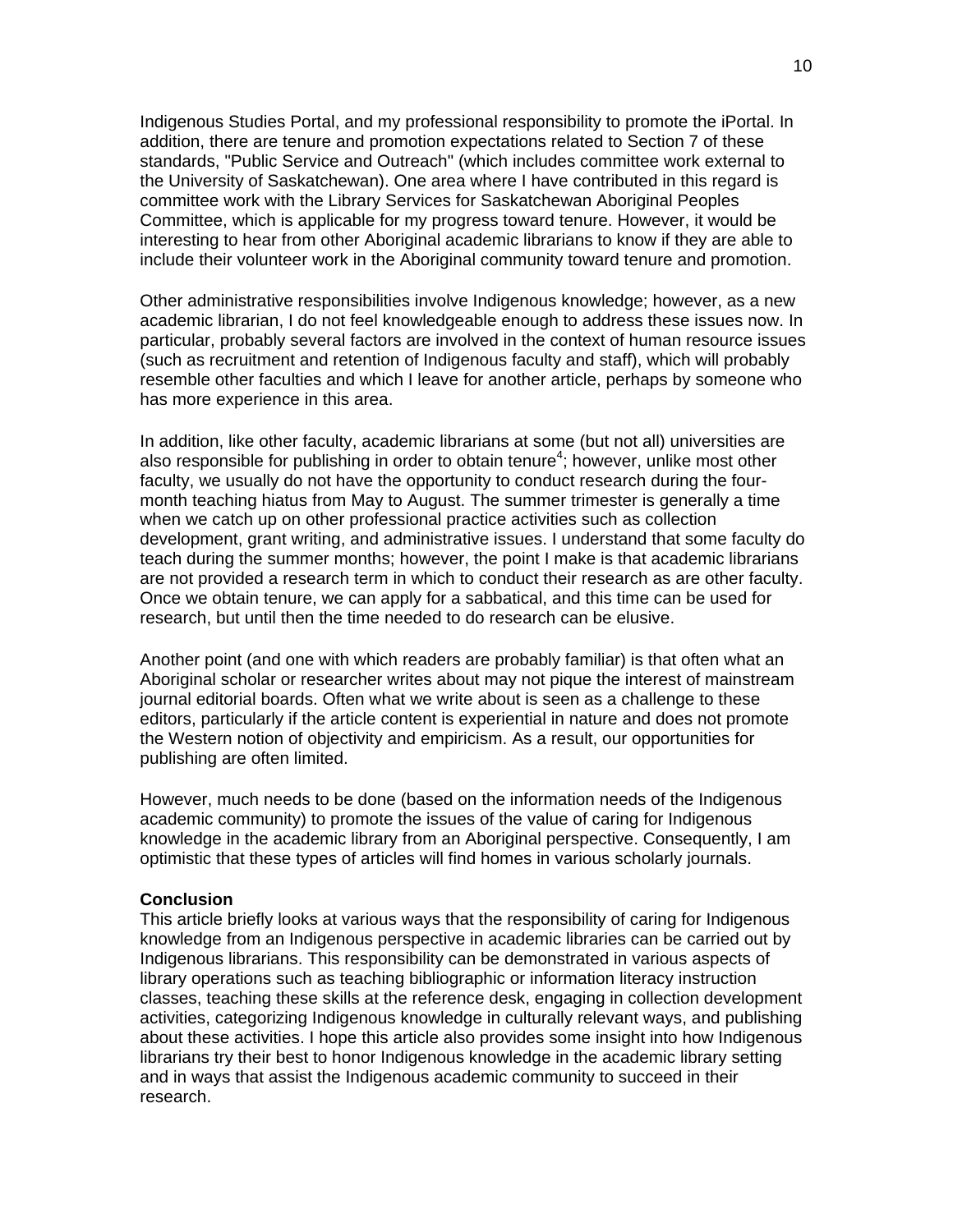Indigenous Studies Portal, and my professional responsibility to promote the iPortal. In addition, there are tenure and promotion expectations related to Section 7 of these standards, "Public Service and Outreach" (which includes committee work external to the University of Saskatchewan). One area where I have contributed in this regard is committee work with the Library Services for Saskatchewan Aboriginal Peoples Committee, which is applicable for my progress toward tenure. However, it would be interesting to hear from other Aboriginal academic librarians to know if they are able to include their volunteer work in the Aboriginal community toward tenure and promotion.

Other administrative responsibilities involve Indigenous knowledge; however, as a new academic librarian, I do not feel knowledgeable enough to address these issues now. In particular, probably several factors are involved in the context of human resource issues (such as recruitment and retention of Indigenous faculty and staff), which will probably resemble other faculties and which I leave for another article, perhaps by someone who has more experience in this area.

In addition, like other faculty, academic librarians at some (but not all) universities are also responsible for publishing in order to obtain tenure[4]; however, unlike most other faculty, we usually do not have the opportunity to conduct research during the four-month teaching hiatus from May to August. The summer trimester is generally a time when we catch up on other professional practice activities such as collection development, grant writing, and administrative issues. I understand that some faculty do teach during the summer months; however, the point I make is that academic librarians are not provided a research term in which to conduct their research as are other faculty. Once we obtain tenure, we can apply for a sabbatical, and this time can be used for research, but until then the time needed to do research can be elusive.

Another point (and one with which readers are probably familiar) is that often what an Aboriginal scholar or researcher writes about may not pique the interest of mainstream journal editorial boards. Often what we write about is seen as a challenge to these editors, particularly if the article content is experiential in nature and does not promote the Western notion of objectivity and empiricism. As a result, our opportunities for publishing are often limited.

However, much needs to be done (based on the information needs of the Indigenous academic community) to promote the issues of the value of caring for Indigenous knowledge in the academic library from an Aboriginal perspective. Consequently, I am optimistic that these types of articles will find homes in various scholarly journals.

**Conclusion**

This article briefly looks at various ways that the responsibility of caring for Indigenous knowledge from an Indigenous perspective in academic libraries can be carried out by Indigenous librarians. This responsibility can be demonstrated in various aspects of library operations such as teaching bibliographic or information literacy instruction classes, teaching these skills at the reference desk, engaging in collection development activities, categorizing Indigenous knowledge in culturally relevant ways, and publishing about these activities. I hope this article also provides some insight into how Indigenous librarians try their best to honor Indigenous knowledge in the academic library setting and in ways that assist the Indigenous academic community to succeed in their research.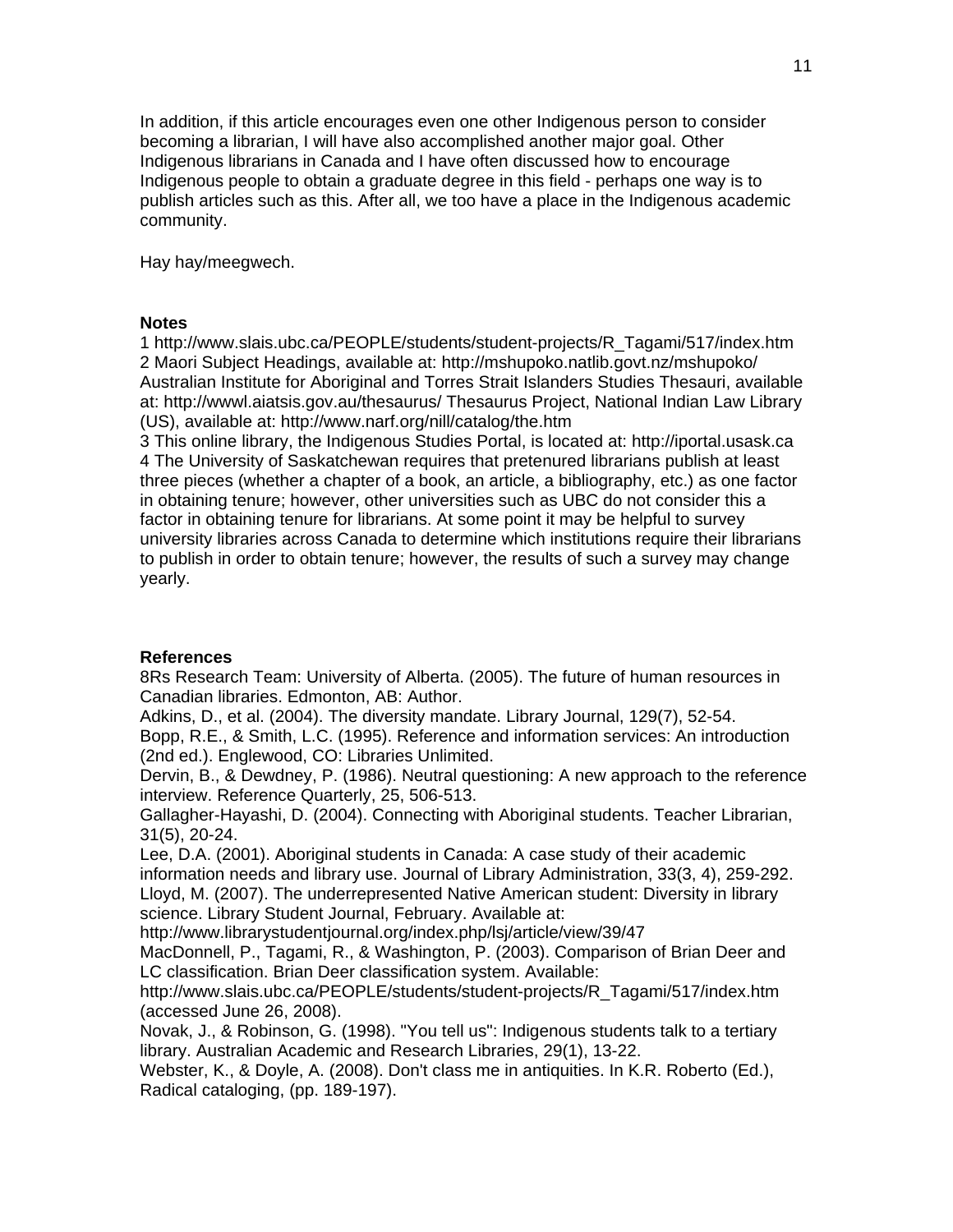In addition, if this article encourages even one other Indigenous person to consider becoming a librarian, I will have also accomplished another major goal. Other Indigenous librarians in Canada and I have often discussed how to encourage Indigenous people to obtain a graduate degree in this field - perhaps one way is to publish articles such as this. After all, we too have a place in the Indigenous academic community.

Hay hay/meegwech.

**Notes**

1 http://www.slais.ubc.ca/PEOPLE/students/student-projects/R_Tagami/517/index.htm
2 Maori Subject Headings, available at: http://mshupoko.natlib.govt.nz/mshupoko/ Australian Institute for Aboriginal and Torres Strait Islanders Studies Thesauri, available at: http://wwwl.aiatsis.gov.au/thesaurus/ Thesaurus Project, National Indian Law Library (US), available at: http://www.narf.org/nill/catalog/the.htm
3 This online library, the Indigenous Studies Portal, is located at: http://iportal.usask.ca
4 The University of Saskatchewan requires that pretenured librarians publish at least three pieces (whether a chapter of a book, an article, a bibliography, etc.) as one factor in obtaining tenure; however, other universities such as UBC do not consider this a factor in obtaining tenure for librarians. At some point it may be helpful to survey university libraries across Canada to determine which institutions require their librarians to publish in order to obtain tenure; however, the results of such a survey may change yearly.

**References**

8Rs Research Team: University of Alberta. (2005). The future of human resources in Canadian libraries. Edmonton, AB: Author.
Adkins, D., et al. (2004). The diversity mandate. Library Journal, 129(7), 52-54.
Bopp, R.E., & Smith, L.C. (1995). Reference and information services: An introduction (2nd ed.). Englewood, CO: Libraries Unlimited.
Dervin, B., & Dewdney, P. (1986). Neutral questioning: A new approach to the reference interview. Reference Quarterly, 25, 506-513.
Gallagher-Hayashi, D. (2004). Connecting with Aboriginal students. Teacher Librarian, 31(5), 20-24.
Lee, D.A. (2001). Aboriginal students in Canada: A case study of their academic information needs and library use. Journal of Library Administration, 33(3, 4), 259-292.
Lloyd, M. (2007). The underrepresented Native American student: Diversity in library science. Library Student Journal, February. Available at: http://www.librarystudentjournal.org/index.php/lsj/article/view/39/47
MacDonnell, P., Tagami, R., & Washington, P. (2003). Comparison of Brian Deer and LC classification. Brian Deer classification system. Available: http://www.slais.ubc.ca/PEOPLE/students/student-projects/R_Tagami/517/index.htm (accessed June 26, 2008).
Novak, J., & Robinson, G. (1998). "You tell us": Indigenous students talk to a tertiary library. Australian Academic and Research Libraries, 29(1), 13-22.
Webster, K., & Doyle, A. (2008). Don't class me in antiquities. In K.R. Roberto (Ed.), Radical cataloging, (pp. 189-197).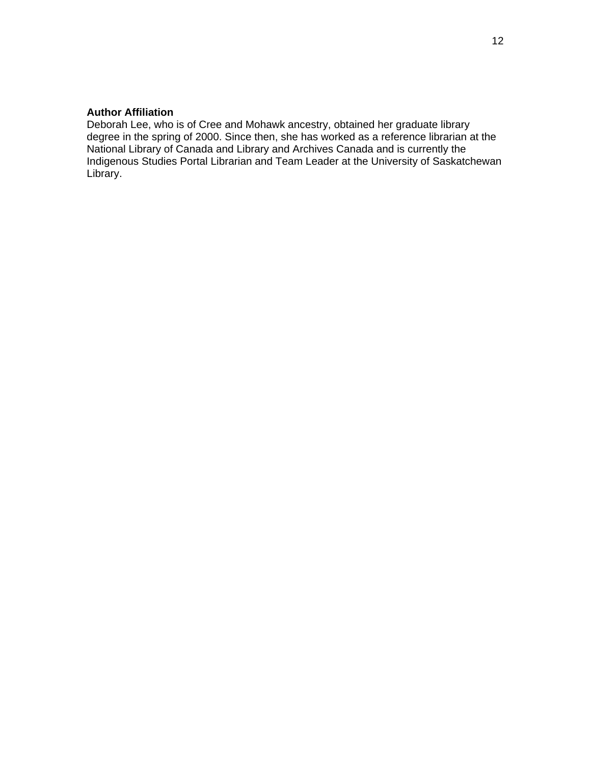**Author Affiliation**

Deborah Lee, who is of Cree and Mohawk ancestry, obtained her graduate library degree in the spring of 2000. Since then, she has worked as a reference librarian at the National Library of Canada and Library and Archives Canada and is currently the Indigenous Studies Portal Librarian and Team Leader at the University of Saskatchewan Library.